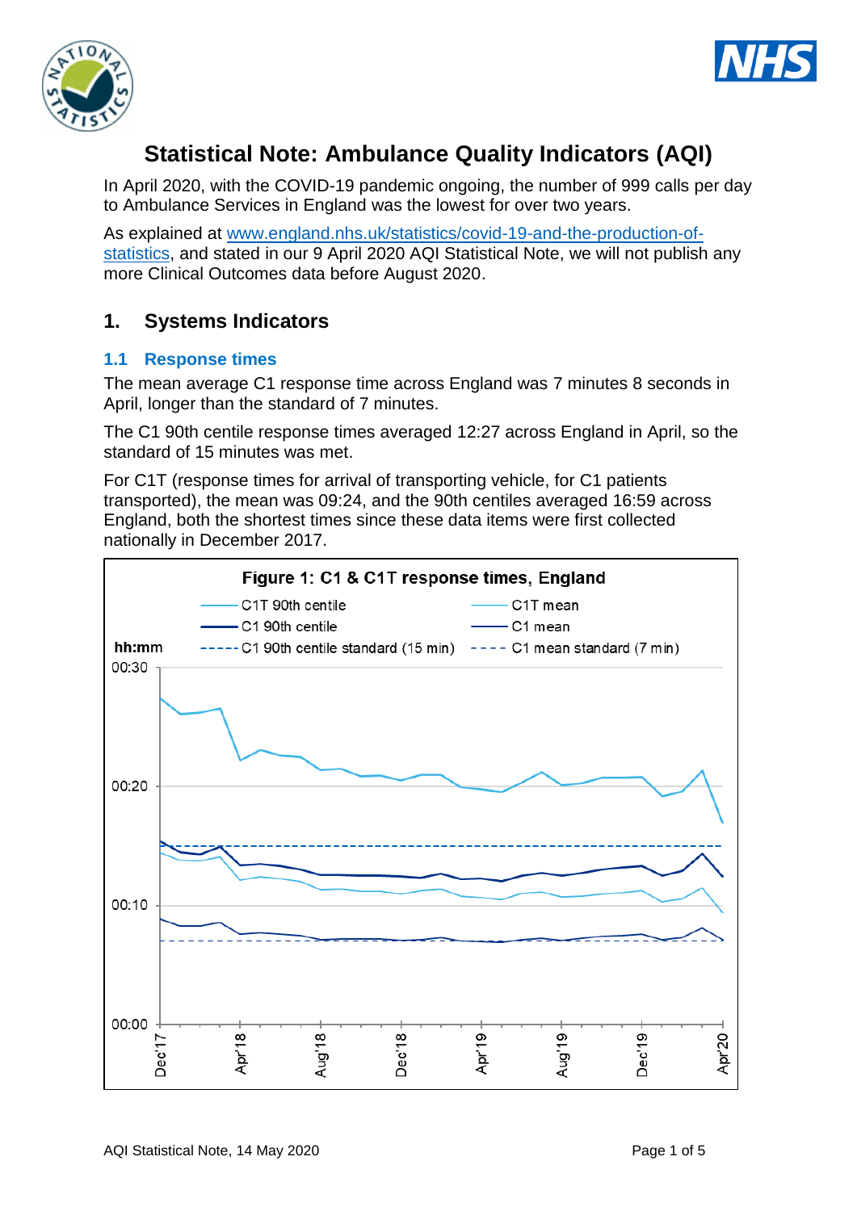# Statistical Note: Ambulance Quality Indicators (AQI)

In April 2020, with the COVID-19 pandemic ongoing, the number of 999 calls per day to Ambulance Services in England was the lowest for over two years.

As explained at [www.england.nhs.uk/statistics/covid-19-and-the-production-of-statistics](www.england.nhs.uk/statistics/covid-19-and-the-production-of-statistics), and stated in our 9 April 2020 AQI Statistical Note, we will not publish any more Clinical Outcomes data before August 2020.

## 1. Systems Indicators

### 1.1 Response times

The mean average C1 response time across England was 7 minutes 8 seconds in April, longer than the standard of 7 minutes.

The C1 90th centile response times averaged 12:27 across England in April, so the standard of 15 minutes was met.

For C1T (response times for arrival of transporting vehicle, for C1 patients transported), the mean was 09:24, and the 90th centiles averaged 16:59 across England, both the shortest times since these data items were first collected nationally in December 2017.

**Figure 1: C1 & C1T response times, England**

Legend: C1T 90th centile; C1T mean; C1 90th centile; C1 mean; C1 90th centile standard (15 min); C1 mean standard (7 min)

Y-axis: hh:mm (00:00, 00:10, 00:20, 00:30)

X-axis: Dec'17, Apr'18, Aug'18, Dec'18, Apr'19, Aug'19, Dec'19, Apr'20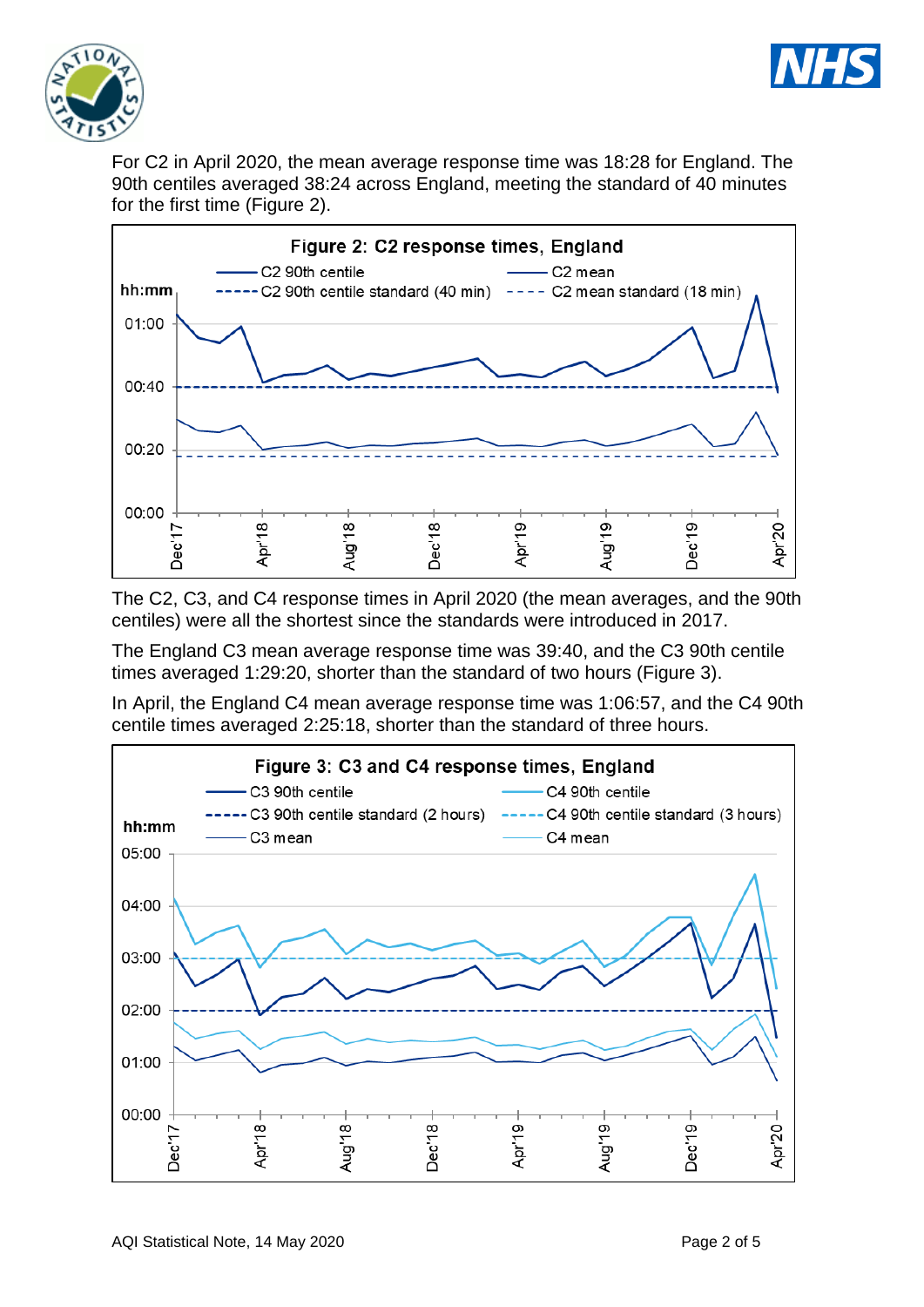For C2 in April 2020, the mean average response time was 18:28 for England. The 90th centiles averaged 38:24 across England, meeting the standard of 40 minutes for the first time (Figure 2).

**Figure 2: C2 response times, England**

The C2, C3, and C4 response times in April 2020 (the mean averages, and the 90th centiles) were all the shortest since the standards were introduced in 2017.

The England C3 mean average response time was 39:40, and the C3 90th centile times averaged 1:29:20, shorter than the standard of two hours (Figure 3).

In April, the England C4 mean average response time was 1:06:57, and the C4 90th centile times averaged 2:25:18, shorter than the standard of three hours.

**Figure 3: C3 and C4 response times, England**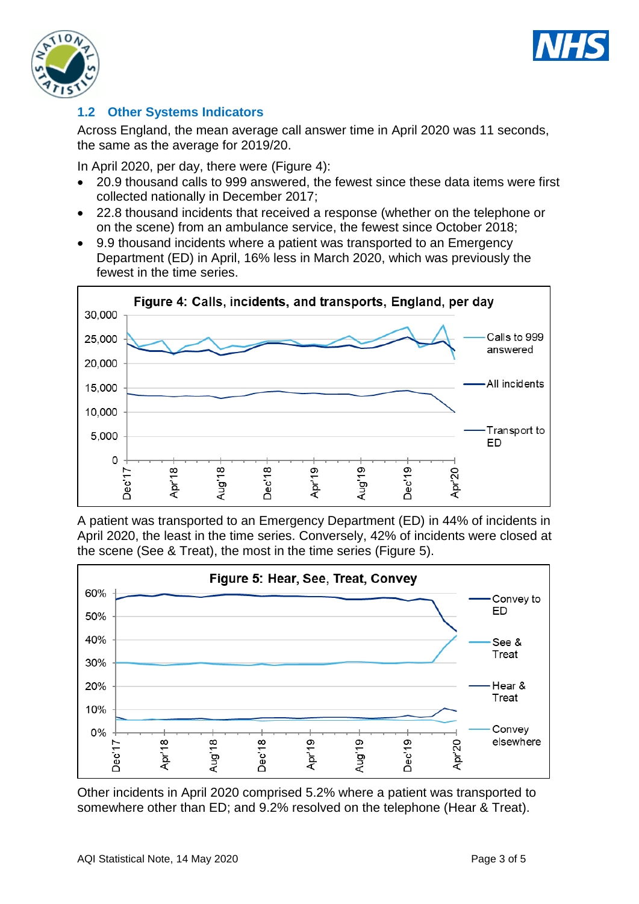## 1.2 Other Systems Indicators

Across England, the mean average call answer time in April 2020 was 11 seconds, the same as the average for 2019/20.

In April 2020, per day, there were (Figure 4):

- 20.9 thousand calls to 999 answered, the fewest since these data items were first collected nationally in December 2017;
- 22.8 thousand incidents that received a response (whether on the telephone or on the scene) from an ambulance service, the fewest since October 2018;
- 9.9 thousand incidents where a patient was transported to an Emergency Department (ED) in April, 16% less in March 2020, which was previously the fewest in the time series.

**Figure 4: Calls, incidents, and transports, England, per day**

A patient was transported to an Emergency Department (ED) in 44% of incidents in April 2020, the least in the time series. Conversely, 42% of incidents were closed at the scene (See & Treat), the most in the time series (Figure 5).

**Figure 5: Hear, See, Treat, Convey**

Other incidents in April 2020 comprised 5.2% where a patient was transported to somewhere other than ED; and 9.2% resolved on the telephone (Hear & Treat).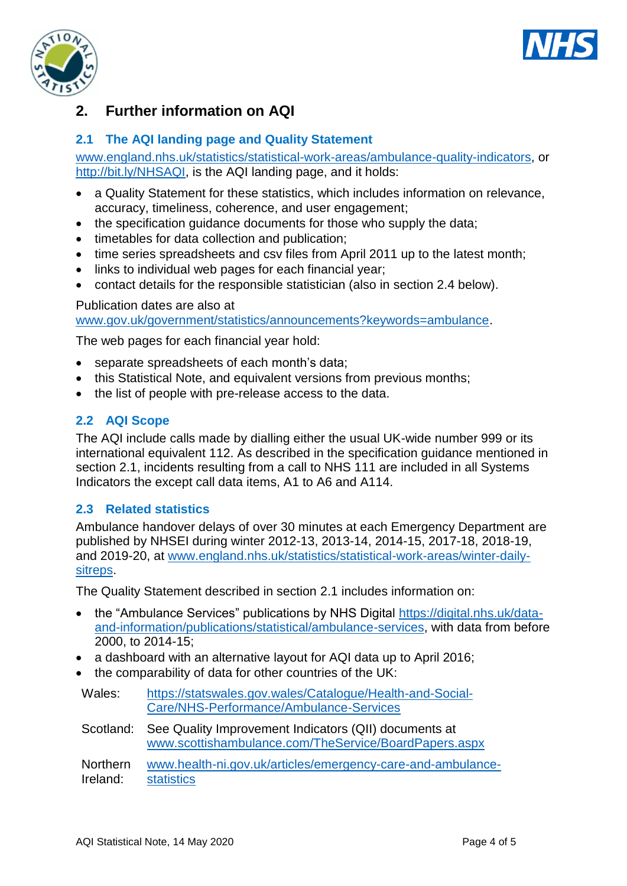## 2. Further information on AQI

### 2.1 The AQI landing page and Quality Statement

www.england.nhs.uk/statistics/statistical-work-areas/ambulance-quality-indicators, or http://bit.ly/NHSAQI, is the AQI landing page, and it holds:

- a Quality Statement for these statistics, which includes information on relevance, accuracy, timeliness, coherence, and user engagement;
- the specification guidance documents for those who supply the data;
- timetables for data collection and publication;
- time series spreadsheets and csv files from April 2011 up to the latest month;
- links to individual web pages for each financial year;
- contact details for the responsible statistician (also in section 2.4 below).

Publication dates are also at www.gov.uk/government/statistics/announcements?keywords=ambulance.

The web pages for each financial year hold:

- separate spreadsheets of each month's data;
- this Statistical Note, and equivalent versions from previous months;
- the list of people with pre-release access to the data.

### 2.2 AQI Scope

The AQI include calls made by dialling either the usual UK-wide number 999 or its international equivalent 112. As described in the specification guidance mentioned in section 2.1, incidents resulting from a call to NHS 111 are included in all Systems Indicators the except call data items, A1 to A6 and A114.

### 2.3 Related statistics

Ambulance handover delays of over 30 minutes at each Emergency Department are published by NHSEI during winter 2012-13, 2013-14, 2014-15, 2017-18, 2018-19, and 2019-20, at www.england.nhs.uk/statistics/statistical-work-areas/winter-daily-sitreps.

The Quality Statement described in section 2.1 includes information on:

- the "Ambulance Services" publications by NHS Digital https://digital.nhs.uk/data-and-information/publications/statistical/ambulance-services, with data from before 2000, to 2014-15;
- a dashboard with an alternative layout for AQI data up to April 2016;
- the comparability of data for other countries of the UK:

| | |
|---|---|
| Wales: | https://statswales.gov.wales/Catalogue/Health-and-Social-Care/NHS-Performance/Ambulance-Services |
| Scotland: | See Quality Improvement Indicators (QII) documents at www.scottishambulance.com/TheService/BoardPapers.aspx |
| Northern Ireland: | www.health-ni.gov.uk/articles/emergency-care-and-ambulance-statistics |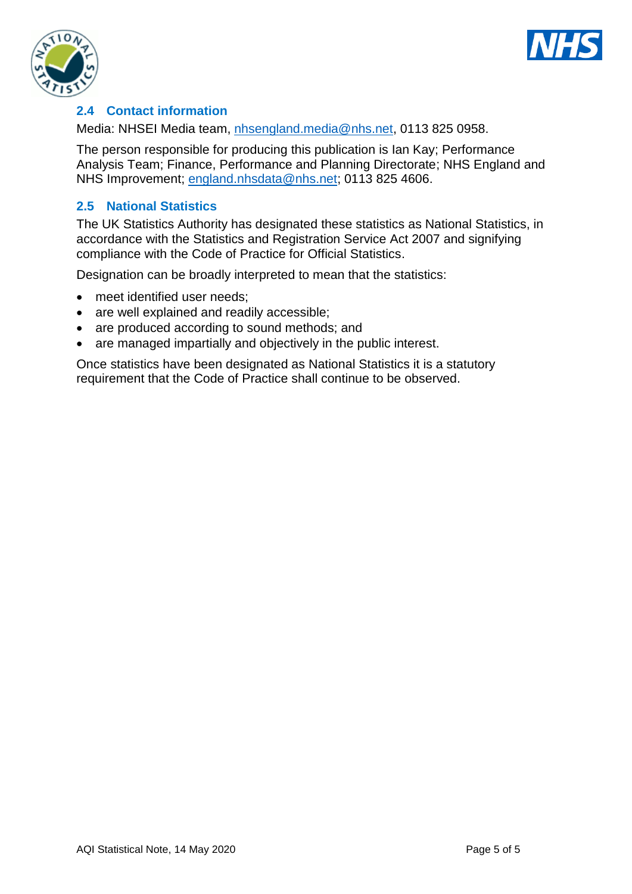### 2.4 Contact information

Media: NHSEI Media team, nhsengland.media@nhs.net, 0113 825 0958.

The person responsible for producing this publication is Ian Kay; Performance Analysis Team; Finance, Performance and Planning Directorate; NHS England and NHS Improvement; england.nhsdata@nhs.net; 0113 825 4606.

### 2.5 National Statistics

The UK Statistics Authority has designated these statistics as National Statistics, in accordance with the Statistics and Registration Service Act 2007 and signifying compliance with the Code of Practice for Official Statistics.

Designation can be broadly interpreted to mean that the statistics:

- meet identified user needs;
- are well explained and readily accessible;
- are produced according to sound methods; and
- are managed impartially and objectively in the public interest.

Once statistics have been designated as National Statistics it is a statutory requirement that the Code of Practice shall continue to be observed.